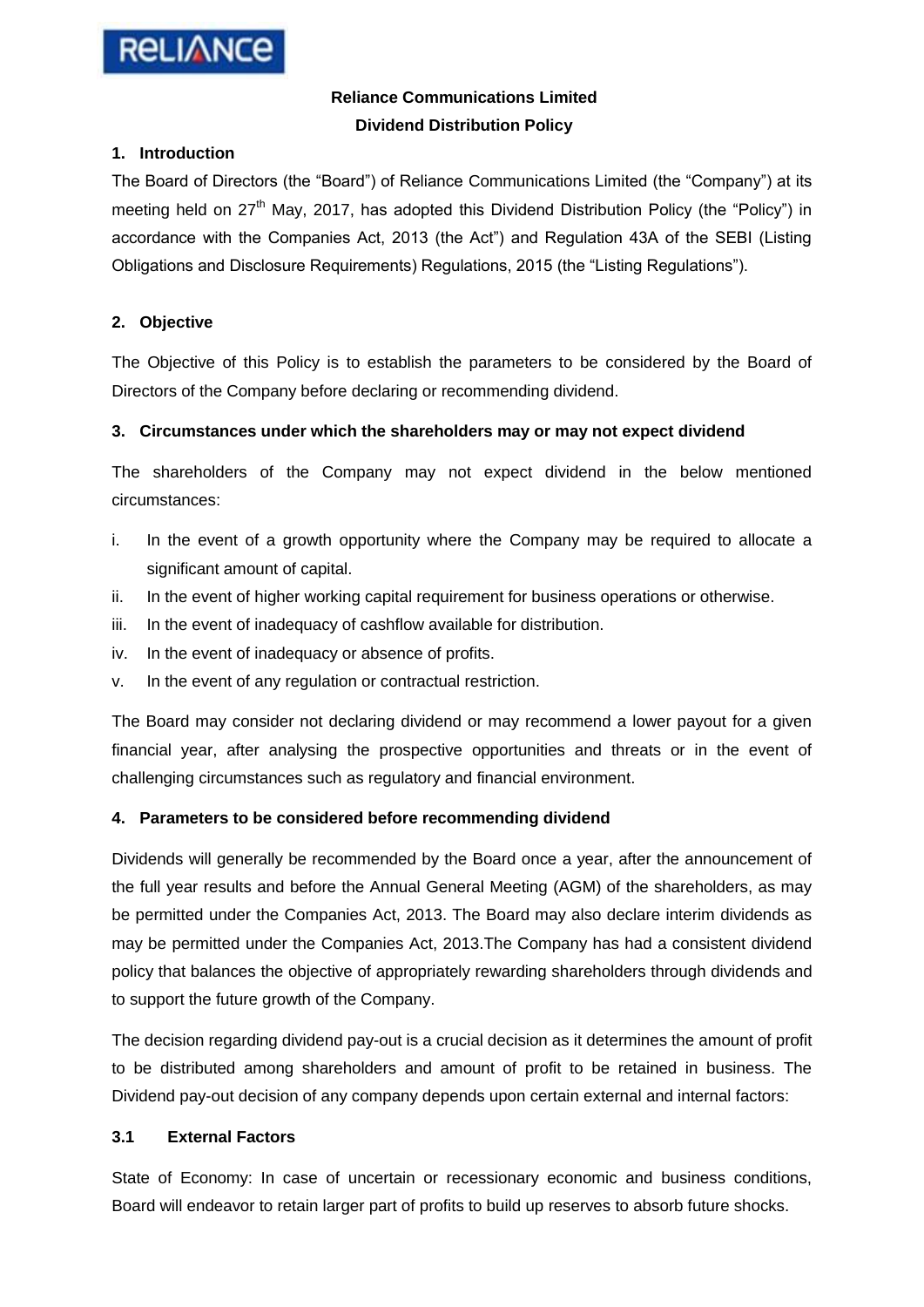**Reliance Communications Limited**

**Dividend Distribution Policy**

## 1. Introduction

The Board of Directors (the "Board") of Reliance Communications Limited (the "Company") at its meeting held on 27th May, 2017, has adopted this Dividend Distribution Policy (the "Policy") in accordance with the Companies Act, 2013 (the Act") and Regulation 43A of the SEBI (Listing Obligations and Disclosure Requirements) Regulations, 2015 (the "Listing Regulations").

## 2. Objective

The Objective of this Policy is to establish the parameters to be considered by the Board of Directors of the Company before declaring or recommending dividend.

## 3. Circumstances under which the shareholders may or may not expect dividend

The shareholders of the Company may not expect dividend in the below mentioned circumstances:

i. In the event of a growth opportunity where the Company may be required to allocate a significant amount of capital.
ii. In the event of higher working capital requirement for business operations or otherwise.
iii. In the event of inadequacy of cashflow available for distribution.
iv. In the event of inadequacy or absence of profits.
v. In the event of any regulation or contractual restriction.

The Board may consider not declaring dividend or may recommend a lower payout for a given financial year, after analysing the prospective opportunities and threats or in the event of challenging circumstances such as regulatory and financial environment.

## 4. Parameters to be considered before recommending dividend

Dividends will generally be recommended by the Board once a year, after the announcement of the full year results and before the Annual General Meeting (AGM) of the shareholders, as may be permitted under the Companies Act, 2013. The Board may also declare interim dividends as may be permitted under the Companies Act, 2013.The Company has had a consistent dividend policy that balances the objective of appropriately rewarding shareholders through dividends and to support the future growth of the Company.

The decision regarding dividend pay-out is a crucial decision as it determines the amount of profit to be distributed among shareholders and amount of profit to be retained in business. The Dividend pay-out decision of any company depends upon certain external and internal factors:

### 3.1 External Factors

State of Economy: In case of uncertain or recessionary economic and business conditions, Board will endeavor to retain larger part of profits to build up reserves to absorb future shocks.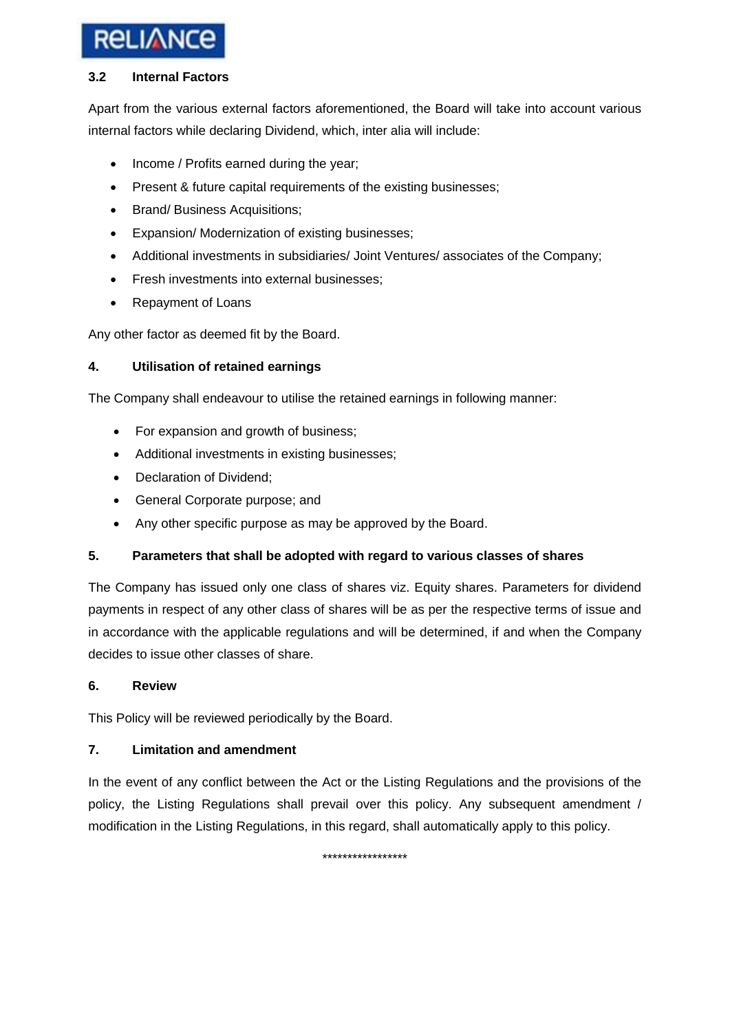### 3.2 Internal Factors

Apart from the various external factors aforementioned, the Board will take into account various internal factors while declaring Dividend, which, inter alia will include:

- Income / Profits earned during the year;
- Present & future capital requirements of the existing businesses;
- Brand/ Business Acquisitions;
- Expansion/ Modernization of existing businesses;
- Additional investments in subsidiaries/ Joint Ventures/ associates of the Company;
- Fresh investments into external businesses;
- Repayment of Loans

Any other factor as deemed fit by the Board.

### 4. Utilisation of retained earnings

The Company shall endeavour to utilise the retained earnings in following manner:

- For expansion and growth of business;
- Additional investments in existing businesses;
- Declaration of Dividend;
- General Corporate purpose; and
- Any other specific purpose as may be approved by the Board.

### 5. Parameters that shall be adopted with regard to various classes of shares

The Company has issued only one class of shares viz. Equity shares. Parameters for dividend payments in respect of any other class of shares will be as per the respective terms of issue and in accordance with the applicable regulations and will be determined, if and when the Company decides to issue other classes of share.

### 6. Review

This Policy will be reviewed periodically by the Board.

### 7. Limitation and amendment

In the event of any conflict between the Act or the Listing Regulations and the provisions of the policy, the Listing Regulations shall prevail over this policy. Any subsequent amendment / modification in the Listing Regulations, in this regard, shall automatically apply to this policy.

*****************